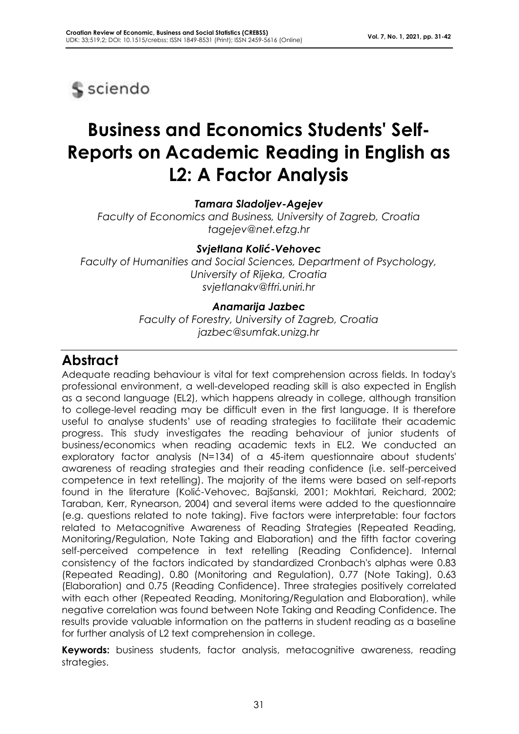# Business and Economics Students' Self-Reports on Academic Reading in English as L2: A Factor Analysis

***Tamara Sladoljev-Agejev***

*Faculty of Economics and Business, University of Zagreb, Croatia*
*tagejev@net.efzg.hr*

***Svjetlana Kolić-Vehovec***

*Faculty of Humanities and Social Sciences, Department of Psychology, University of Rijeka, Croatia*
*svjetlanakv@ffri.uniri.hr*

***Anamarija Jazbec***

*Faculty of Forestry, University of Zagreb, Croatia*
*jazbec@sumfak.unizg.hr*

## Abstract

Adequate reading behaviour is vital for text comprehension across fields. In today's professional environment, a well-developed reading skill is also expected in English as a second language (EL2), which happens already in college, although transition to college-level reading may be difficult even in the first language. It is therefore useful to analyse students' use of reading strategies to facilitate their academic progress. This study investigates the reading behaviour of junior students of business/economics when reading academic texts in EL2. We conducted an exploratory factor analysis (N=134) of a 45-item questionnaire about students' awareness of reading strategies and their reading confidence (i.e. self-perceived competence in text retelling). The majority of the items were based on self-reports found in the literature (Kolić-Vehovec, Bajšanski, 2001; Mokhtari, Reichard, 2002; Taraban, Kerr, Rynearson, 2004) and several items were added to the questionnaire (e.g. questions related to note taking). Five factors were interpretable: four factors related to Metacognitive Awareness of Reading Strategies (Repeated Reading, Monitoring/Regulation, Note Taking and Elaboration) and the fifth factor covering self-perceived competence in text retelling (Reading Confidence). Internal consistency of the factors indicated by standardized Cronbach's alphas were 0.83 (Repeated Reading), 0.80 (Monitoring and Regulation), 0.77 (Note Taking), 0.63 (Elaboration) and 0.75 (Reading Confidence). Three strategies positively correlated with each other (Repeated Reading, Monitoring/Regulation and Elaboration), while negative correlation was found between Note Taking and Reading Confidence. The results provide valuable information on the patterns in student reading as a baseline for further analysis of L2 text comprehension in college.

**Keywords:** business students, factor analysis, metacognitive awareness, reading strategies.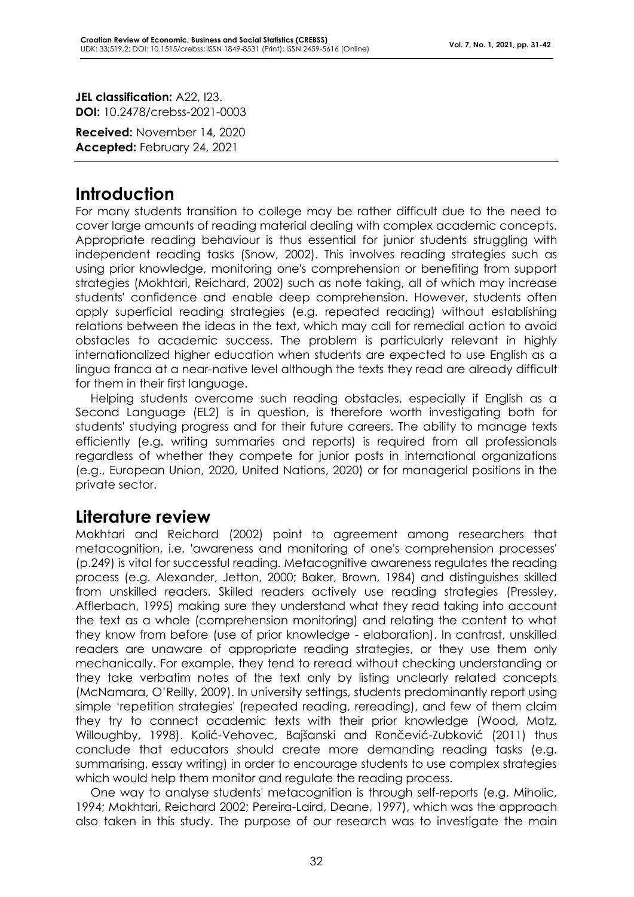**JEL classification:** A22, I23.
**DOI:** 10.2478/crebss-2021-0003

**Received:** November 14, 2020
**Accepted:** February 24, 2021

## Introduction

For many students transition to college may be rather difficult due to the need to cover large amounts of reading material dealing with complex academic concepts. Appropriate reading behaviour is thus essential for junior students struggling with independent reading tasks (Snow, 2002). This involves reading strategies such as using prior knowledge, monitoring one's comprehension or benefiting from support strategies (Mokhtari, Reichard, 2002) such as note taking, all of which may increase students' confidence and enable deep comprehension. However, students often apply superficial reading strategies (e.g. repeated reading) without establishing relations between the ideas in the text, which may call for remedial action to avoid obstacles to academic success. The problem is particularly relevant in highly internationalized higher education when students are expected to use English as a lingua franca at a near-native level although the texts they read are already difficult for them in their first language.

Helping students overcome such reading obstacles, especially if English as a Second Language (EL2) is in question, is therefore worth investigating both for students' studying progress and for their future careers. The ability to manage texts efficiently (e.g. writing summaries and reports) is required from all professionals regardless of whether they compete for junior posts in international organizations (e.g., European Union, 2020, United Nations, 2020) or for managerial positions in the private sector.

## Literature review

Mokhtari and Reichard (2002) point to agreement among researchers that metacognition, i.e. 'awareness and monitoring of one's comprehension processes' (p.249) is vital for successful reading. Metacognitive awareness regulates the reading process (e.g. Alexander, Jetton, 2000; Baker, Brown, 1984) and distinguishes skilled from unskilled readers. Skilled readers actively use reading strategies (Pressley, Afflerbach, 1995) making sure they understand what they read taking into account the text as a whole (comprehension monitoring) and relating the content to what they know from before (use of prior knowledge - elaboration). In contrast, unskilled readers are unaware of appropriate reading strategies, or they use them only mechanically. For example, they tend to reread without checking understanding or they take verbatim notes of the text only by listing unclearly related concepts (McNamara, O'Reilly, 2009). In university settings, students predominantly report using simple 'repetition strategies' (repeated reading, rereading), and few of them claim they try to connect academic texts with their prior knowledge (Wood, Motz, Willoughby, 1998). Kolić-Vehovec, Bajšanski and Rončević-Zubković (2011) thus conclude that educators should create more demanding reading tasks (e.g. summarising, essay writing) in order to encourage students to use complex strategies which would help them monitor and regulate the reading process.

One way to analyse students' metacognition is through self-reports (e.g. Miholic, 1994; Mokhtari, Reichard 2002; Pereira-Laird, Deane, 1997), which was the approach also taken in this study. The purpose of our research was to investigate the main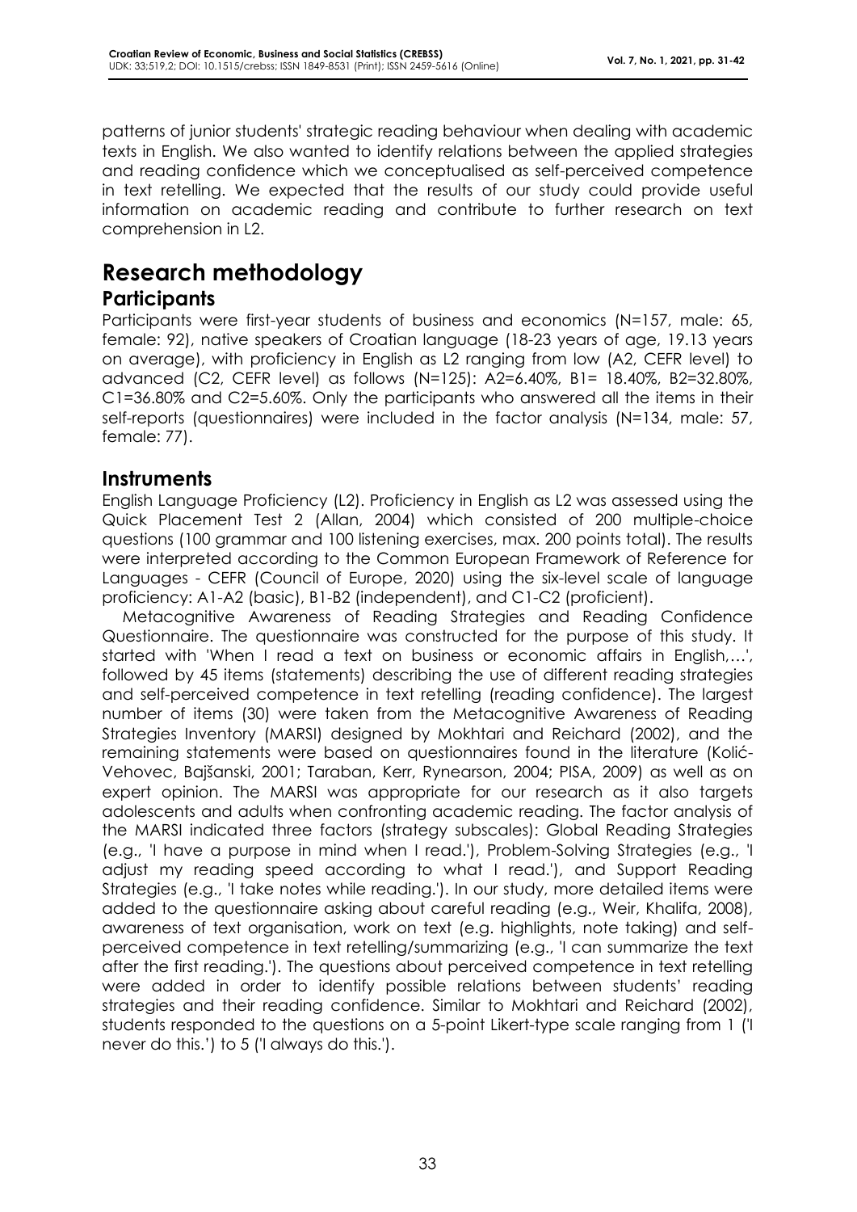patterns of junior students' strategic reading behaviour when dealing with academic texts in English. We also wanted to identify relations between the applied strategies and reading confidence which we conceptualised as self-perceived competence in text retelling. We expected that the results of our study could provide useful information on academic reading and contribute to further research on text comprehension in L2.

# Research methodology

## Participants

Participants were first-year students of business and economics (N=157, male: 65, female: 92), native speakers of Croatian language (18-23 years of age, 19.13 years on average), with proficiency in English as L2 ranging from low (A2, CEFR level) to advanced (C2, CEFR level) as follows (N=125): A2=6.40%, B1= 18.40%, B2=32.80%, C1=36.80% and C2=5.60%. Only the participants who answered all the items in their self-reports (questionnaires) were included in the factor analysis (N=134, male: 57, female: 77).

## Instruments

English Language Proficiency (L2). Proficiency in English as L2 was assessed using the Quick Placement Test 2 (Allan, 2004) which consisted of 200 multiple-choice questions (100 grammar and 100 listening exercises, max. 200 points total). The results were interpreted according to the Common European Framework of Reference for Languages - CEFR (Council of Europe, 2020) using the six-level scale of language proficiency: A1-A2 (basic), B1-B2 (independent), and C1-C2 (proficient).

Metacognitive Awareness of Reading Strategies and Reading Confidence Questionnaire. The questionnaire was constructed for the purpose of this study. It started with 'When I read a text on business or economic affairs in English,…', followed by 45 items (statements) describing the use of different reading strategies and self-perceived competence in text retelling (reading confidence). The largest number of items (30) were taken from the Metacognitive Awareness of Reading Strategies Inventory (MARSI) designed by Mokhtari and Reichard (2002), and the remaining statements were based on questionnaires found in the literature (Kolić-Vehovec, Bajšanski, 2001; Taraban, Kerr, Rynearson, 2004; PISA, 2009) as well as on expert opinion. The MARSI was appropriate for our research as it also targets adolescents and adults when confronting academic reading. The factor analysis of the MARSI indicated three factors (strategy subscales): Global Reading Strategies (e.g., 'I have a purpose in mind when I read.'), Problem-Solving Strategies (e.g., 'I adjust my reading speed according to what I read.'), and Support Reading Strategies (e.g., 'I take notes while reading.'). In our study, more detailed items were added to the questionnaire asking about careful reading (e.g., Weir, Khalifa, 2008), awareness of text organisation, work on text (e.g. highlights, note taking) and self-perceived competence in text retelling/summarizing (e.g., 'I can summarize the text after the first reading.'). The questions about perceived competence in text retelling were added in order to identify possible relations between students' reading strategies and their reading confidence. Similar to Mokhtari and Reichard (2002), students responded to the questions on a 5-point Likert-type scale ranging from 1 ('I never do this.') to 5 ('I always do this.').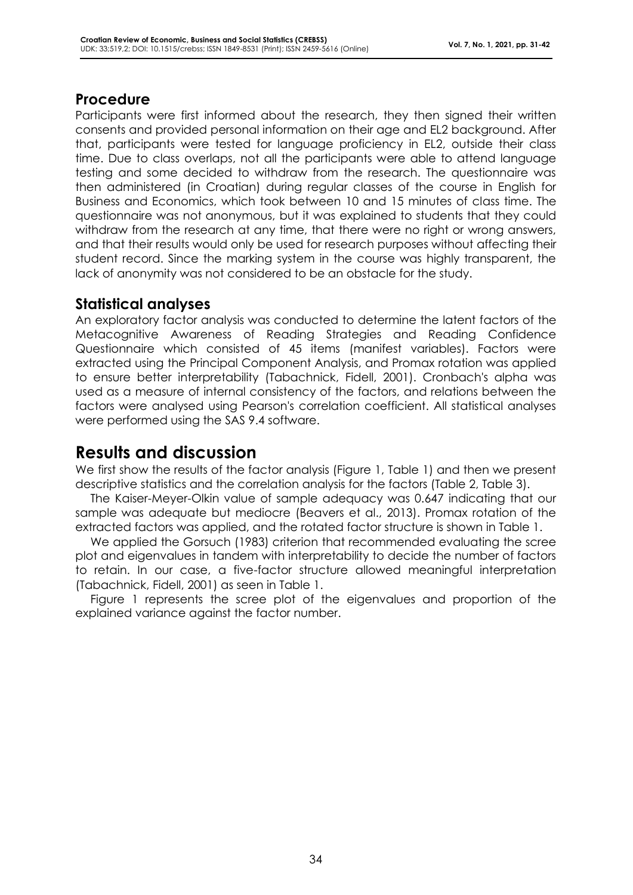## Procedure

Participants were first informed about the research, they then signed their written consents and provided personal information on their age and EL2 background. After that, participants were tested for language proficiency in EL2, outside their class time. Due to class overlaps, not all the participants were able to attend language testing and some decided to withdraw from the research. The questionnaire was then administered (in Croatian) during regular classes of the course in English for Business and Economics, which took between 10 and 15 minutes of class time. The questionnaire was not anonymous, but it was explained to students that they could withdraw from the research at any time, that there were no right or wrong answers, and that their results would only be used for research purposes without affecting their student record. Since the marking system in the course was highly transparent, the lack of anonymity was not considered to be an obstacle for the study.

## Statistical analyses

An exploratory factor analysis was conducted to determine the latent factors of the Metacognitive Awareness of Reading Strategies and Reading Confidence Questionnaire which consisted of 45 items (manifest variables). Factors were extracted using the Principal Component Analysis, and Promax rotation was applied to ensure better interpretability (Tabachnick, Fidell, 2001). Cronbach's alpha was used as a measure of internal consistency of the factors, and relations between the factors were analysed using Pearson's correlation coefficient. All statistical analyses were performed using the SAS 9.4 software.

# Results and discussion

We first show the results of the factor analysis (Figure 1, Table 1) and then we present descriptive statistics and the correlation analysis for the factors (Table 2, Table 3).

The Kaiser-Meyer-Olkin value of sample adequacy was 0.647 indicating that our sample was adequate but mediocre (Beavers et al., 2013). Promax rotation of the extracted factors was applied, and the rotated factor structure is shown in Table 1.

We applied the Gorsuch (1983) criterion that recommended evaluating the scree plot and eigenvalues in tandem with interpretability to decide the number of factors to retain. In our case, a five-factor structure allowed meaningful interpretation (Tabachnick, Fidell, 2001) as seen in Table 1.

Figure 1 represents the scree plot of the eigenvalues and proportion of the explained variance against the factor number.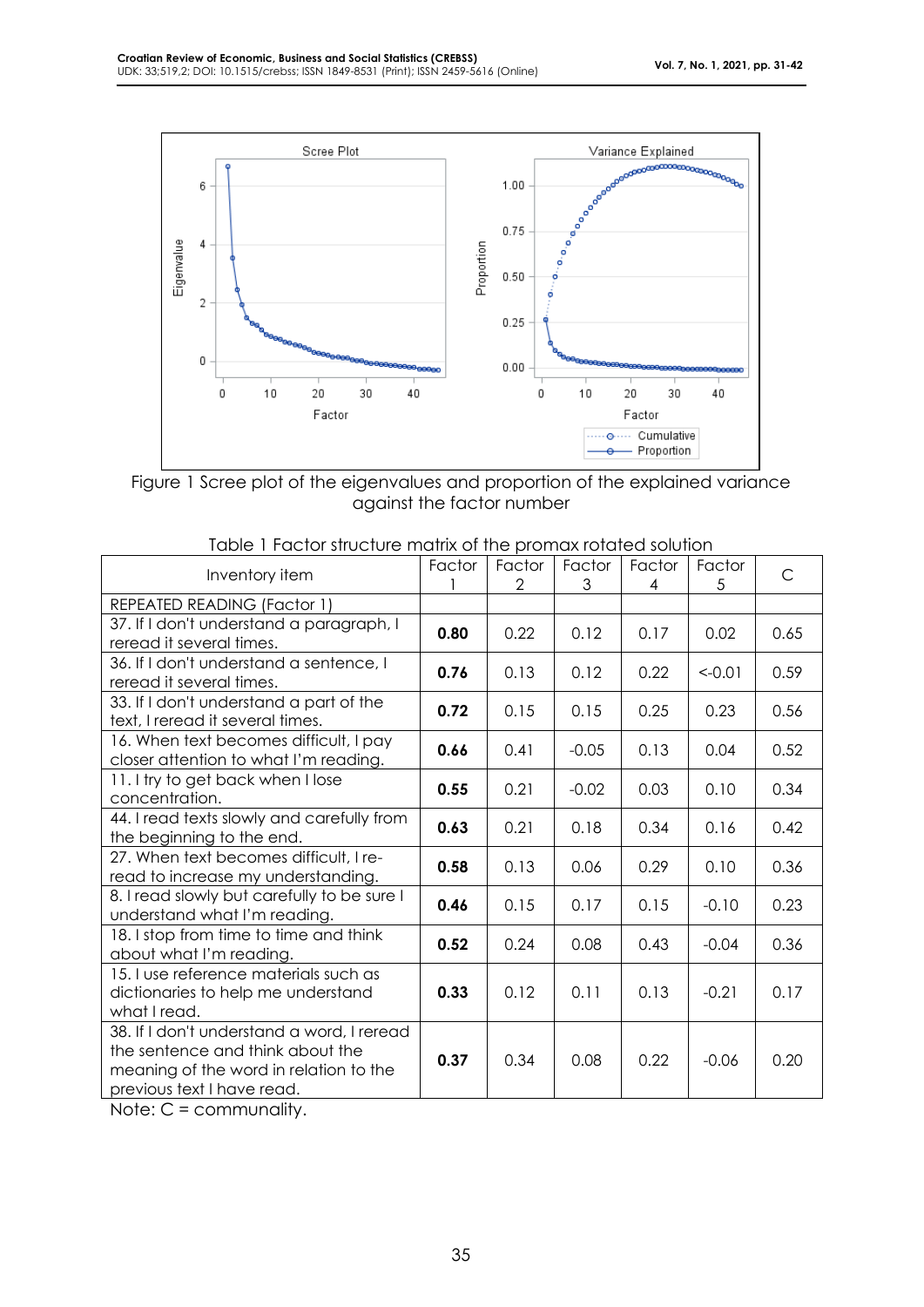Figure 1 Scree plot of the eigenvalues and proportion of the explained variance against the factor number

Table 1 Factor structure matrix of the promax rotated solution

| Inventory item | Factor 1 | Factor 2 | Factor 3 | Factor 4 | Factor 5 | C |
|---|---|---|---|---|---|---|
| REPEATED READING (Factor 1) | | | | | | |
| 37. If I don't understand a paragraph, I reread it several times. | **0.80** | 0.22 | 0.12 | 0.17 | 0.02 | 0.65 |
| 36. If I don't understand a sentence, I reread it several times. | **0.76** | 0.13 | 0.12 | 0.22 | <-0.01 | 0.59 |
| 33. If I don't understand a part of the text, I reread it several times. | **0.72** | 0.15 | 0.15 | 0.25 | 0.23 | 0.56 |
| 16. When text becomes difficult, I pay closer attention to what I'm reading. | **0.66** | 0.41 | -0.05 | 0.13 | 0.04 | 0.52 |
| 11. I try to get back when I lose concentration. | **0.55** | 0.21 | -0.02 | 0.03 | 0.10 | 0.34 |
| 44. I read texts slowly and carefully from the beginning to the end. | **0.63** | 0.21 | 0.18 | 0.34 | 0.16 | 0.42 |
| 27. When text becomes difficult, I re-read to increase my understanding. | **0.58** | 0.13 | 0.06 | 0.29 | 0.10 | 0.36 |
| 8. I read slowly but carefully to be sure I understand what I'm reading. | **0.46** | 0.15 | 0.17 | 0.15 | -0.10 | 0.23 |
| 18. I stop from time to time and think about what I'm reading. | **0.52** | 0.24 | 0.08 | 0.43 | -0.04 | 0.36 |
| 15. I use reference materials such as dictionaries to help me understand what I read. | **0.33** | 0.12 | 0.11 | 0.13 | -0.21 | 0.17 |
| 38. If I don't understand a word, I reread the sentence and think about the meaning of the word in relation to the previous text I have read. | **0.37** | 0.34 | 0.08 | 0.22 | -0.06 | 0.20 |

Note: C = communality.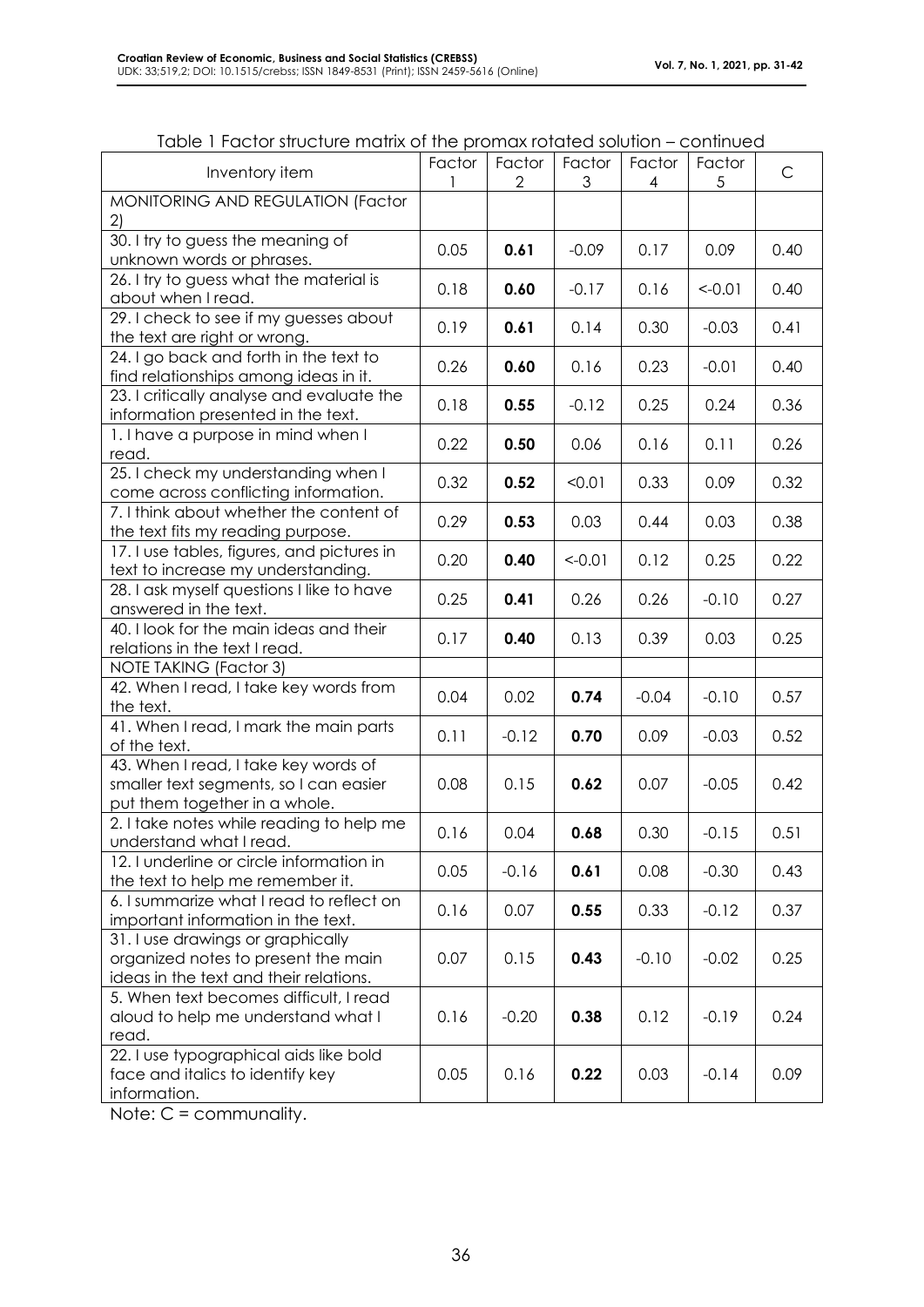Table 1 Factor structure matrix of the promax rotated solution – continued

| Inventory item | Factor 1 | Factor 2 | Factor 3 | Factor 4 | Factor 5 | C |
|---|---|---|---|---|---|---|
| MONITORING AND REGULATION (Factor 2) | | | | | | |
| 30. I try to guess the meaning of unknown words or phrases. | 0.05 | **0.61** | -0.09 | 0.17 | 0.09 | 0.40 |
| 26. I try to guess what the material is about when I read. | 0.18 | **0.60** | -0.17 | 0.16 | <-0.01 | 0.40 |
| 29. I check to see if my guesses about the text are right or wrong. | 0.19 | **0.61** | 0.14 | 0.30 | -0.03 | 0.41 |
| 24. I go back and forth in the text to find relationships among ideas in it. | 0.26 | **0.60** | 0.16 | 0.23 | -0.01 | 0.40 |
| 23. I critically analyse and evaluate the information presented in the text. | 0.18 | **0.55** | -0.12 | 0.25 | 0.24 | 0.36 |
| 1. I have a purpose in mind when I read. | 0.22 | **0.50** | 0.06 | 0.16 | 0.11 | 0.26 |
| 25. I check my understanding when I come across conflicting information. | 0.32 | **0.52** | <0.01 | 0.33 | 0.09 | 0.32 |
| 7. I think about whether the content of the text fits my reading purpose. | 0.29 | **0.53** | 0.03 | 0.44 | 0.03 | 0.38 |
| 17. I use tables, figures, and pictures in text to increase my understanding. | 0.20 | **0.40** | <-0.01 | 0.12 | 0.25 | 0.22 |
| 28. I ask myself questions I like to have answered in the text. | 0.25 | **0.41** | 0.26 | 0.26 | -0.10 | 0.27 |
| 40. I look for the main ideas and their relations in the text I read. | 0.17 | **0.40** | 0.13 | 0.39 | 0.03 | 0.25 |
| NOTE TAKING (Factor 3) | | | | | | |
| 42. When I read, I take key words from the text. | 0.04 | 0.02 | **0.74** | -0.04 | -0.10 | 0.57 |
| 41. When I read, I mark the main parts of the text. | 0.11 | -0.12 | **0.70** | 0.09 | -0.03 | 0.52 |
| 43. When I read, I take key words of smaller text segments, so I can easier put them together in a whole. | 0.08 | 0.15 | **0.62** | 0.07 | -0.05 | 0.42 |
| 2. I take notes while reading to help me understand what I read. | 0.16 | 0.04 | **0.68** | 0.30 | -0.15 | 0.51 |
| 12. I underline or circle information in the text to help me remember it. | 0.05 | -0.16 | **0.61** | 0.08 | -0.30 | 0.43 |
| 6. I summarize what I read to reflect on important information in the text. | 0.16 | 0.07 | **0.55** | 0.33 | -0.12 | 0.37 |
| 31. I use drawings or graphically organized notes to present the main ideas in the text and their relations. | 0.07 | 0.15 | **0.43** | -0.10 | -0.02 | 0.25 |
| 5. When text becomes difficult, I read aloud to help me understand what I read. | 0.16 | -0.20 | **0.38** | 0.12 | -0.19 | 0.24 |
| 22. I use typographical aids like bold face and italics to identify key information. | 0.05 | 0.16 | **0.22** | 0.03 | -0.14 | 0.09 |

Note: C = communality.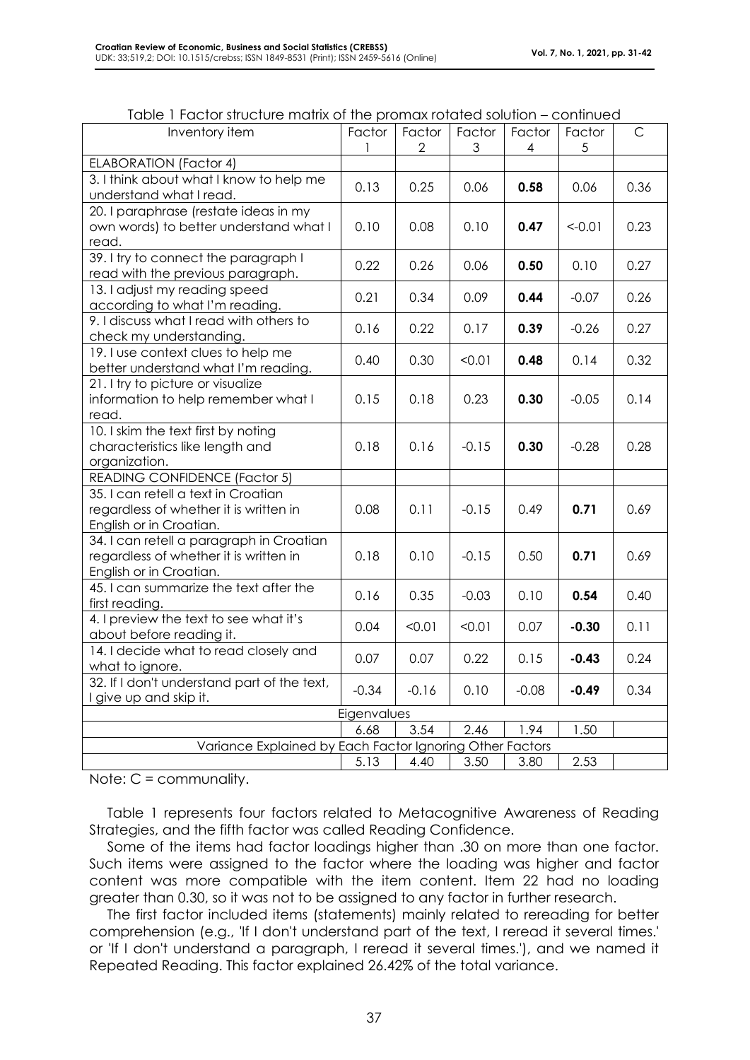Table 1 Factor structure matrix of the promax rotated solution – continued

| Inventory item | Factor 1 | Factor 2 | Factor 3 | Factor 4 | Factor 5 | C |
|---|---|---|---|---|---|---|
| ELABORATION (Factor 4) | | | | | | |
| 3. I think about what I know to help me understand what I read. | 0.13 | 0.25 | 0.06 | **0.58** | 0.06 | 0.36 |
| 20. I paraphrase (restate ideas in my own words) to better understand what I read. | 0.10 | 0.08 | 0.10 | **0.47** | <-0.01 | 0.23 |
| 39. I try to connect the paragraph I read with the previous paragraph. | 0.22 | 0.26 | 0.06 | **0.50** | 0.10 | 0.27 |
| 13. I adjust my reading speed according to what I'm reading. | 0.21 | 0.34 | 0.09 | **0.44** | -0.07 | 0.26 |
| 9. I discuss what I read with others to check my understanding. | 0.16 | 0.22 | 0.17 | **0.39** | -0.26 | 0.27 |
| 19. I use context clues to help me better understand what I'm reading. | 0.40 | 0.30 | <0.01 | **0.48** | 0.14 | 0.32 |
| 21. I try to picture or visualize information to help remember what I read. | 0.15 | 0.18 | 0.23 | **0.30** | -0.05 | 0.14 |
| 10. I skim the text first by noting characteristics like length and organization. | 0.18 | 0.16 | -0.15 | **0.30** | -0.28 | 0.28 |
| READING CONFIDENCE (Factor 5) | | | | | | |
| 35. I can retell a text in Croatian regardless of whether it is written in English or in Croatian. | 0.08 | 0.11 | -0.15 | 0.49 | **0.71** | 0.69 |
| 34. I can retell a paragraph in Croatian regardless of whether it is written in English or in Croatian. | 0.18 | 0.10 | -0.15 | 0.50 | **0.71** | 0.69 |
| 45. I can summarize the text after the first reading. | 0.16 | 0.35 | -0.03 | 0.10 | **0.54** | 0.40 |
| 4. I preview the text to see what it's about before reading it. | 0.04 | <0.01 | <0.01 | 0.07 | **-0.30** | 0.11 |
| 14. I decide what to read closely and what to ignore. | 0.07 | 0.07 | 0.22 | 0.15 | **-0.43** | 0.24 |
| 32. If I don't understand part of the text, I give up and skip it. | -0.34 | -0.16 | 0.10 | -0.08 | **-0.49** | 0.34 |
| Eigenvalues | | | | | | |
| | 6.68 | 3.54 | 2.46 | 1.94 | 1.50 | |
| Variance Explained by Each Factor Ignoring Other Factors | | | | | | |
| | 5.13 | 4.40 | 3.50 | 3.80 | 2.53 | |

Note: C = communality.

Table 1 represents four factors related to Metacognitive Awareness of Reading Strategies, and the fifth factor was called Reading Confidence.

Some of the items had factor loadings higher than .30 on more than one factor. Such items were assigned to the factor where the loading was higher and factor content was more compatible with the item content. Item 22 had no loading greater than 0.30, so it was not to be assigned to any factor in further research.

The first factor included items (statements) mainly related to rereading for better comprehension (e.g., 'If I don't understand part of the text, I reread it several times.' or 'If I don't understand a paragraph, I reread it several times.'), and we named it Repeated Reading. This factor explained 26.42% of the total variance.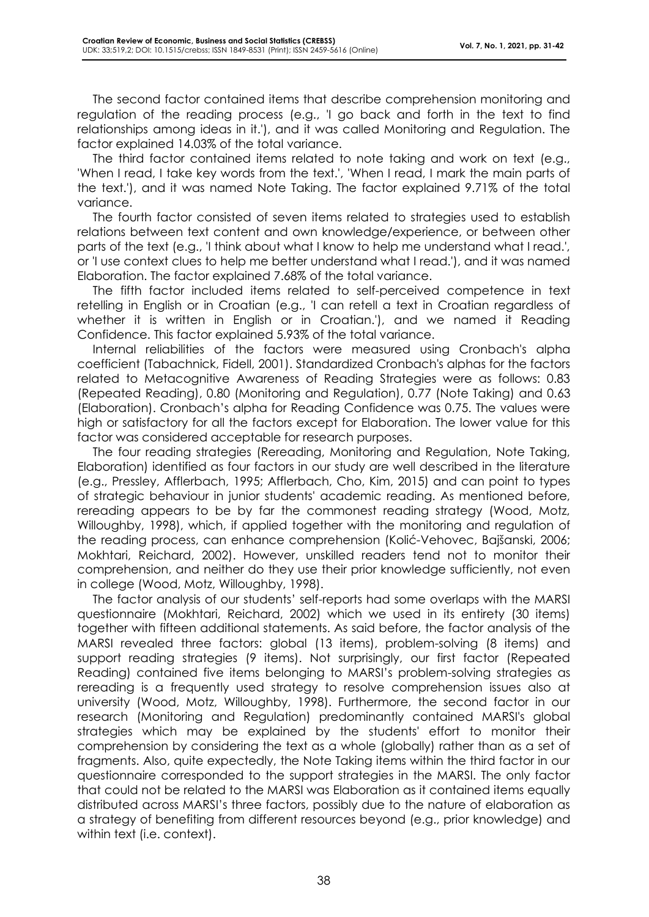The second factor contained items that describe comprehension monitoring and regulation of the reading process (e.g., 'I go back and forth in the text to find relationships among ideas in it.'), and it was called Monitoring and Regulation. The factor explained 14.03% of the total variance.

The third factor contained items related to note taking and work on text (e.g., 'When I read, I take key words from the text.', 'When I read, I mark the main parts of the text.'), and it was named Note Taking. The factor explained 9.71% of the total variance.

The fourth factor consisted of seven items related to strategies used to establish relations between text content and own knowledge/experience, or between other parts of the text (e.g., 'I think about what I know to help me understand what I read.', or 'I use context clues to help me better understand what I read.'), and it was named Elaboration. The factor explained 7.68% of the total variance.

The fifth factor included items related to self-perceived competence in text retelling in English or in Croatian (e.g., 'I can retell a text in Croatian regardless of whether it is written in English or in Croatian.'), and we named it Reading Confidence. This factor explained 5.93% of the total variance.

Internal reliabilities of the factors were measured using Cronbach's alpha coefficient (Tabachnick, Fidell, 2001). Standardized Cronbach's alphas for the factors related to Metacognitive Awareness of Reading Strategies were as follows: 0.83 (Repeated Reading), 0.80 (Monitoring and Regulation), 0.77 (Note Taking) and 0.63 (Elaboration). Cronbach's alpha for Reading Confidence was 0.75. The values were high or satisfactory for all the factors except for Elaboration. The lower value for this factor was considered acceptable for research purposes.

The four reading strategies (Rereading, Monitoring and Regulation, Note Taking, Elaboration) identified as four factors in our study are well described in the literature (e.g., Pressley, Afflerbach, 1995; Afflerbach, Cho, Kim, 2015) and can point to types of strategic behaviour in junior students' academic reading. As mentioned before, rereading appears to be by far the commonest reading strategy (Wood, Motz, Willoughby, 1998), which, if applied together with the monitoring and regulation of the reading process, can enhance comprehension (Kolić-Vehovec, Bajšanski, 2006; Mokhtari, Reichard, 2002). However, unskilled readers tend not to monitor their comprehension, and neither do they use their prior knowledge sufficiently, not even in college (Wood, Motz, Willoughby, 1998).

The factor analysis of our students' self-reports had some overlaps with the MARSI questionnaire (Mokhtari, Reichard, 2002) which we used in its entirety (30 items) together with fifteen additional statements. As said before, the factor analysis of the MARSI revealed three factors: global (13 items), problem-solving (8 items) and support reading strategies (9 items). Not surprisingly, our first factor (Repeated Reading) contained five items belonging to MARSI's problem-solving strategies as rereading is a frequently used strategy to resolve comprehension issues also at university (Wood, Motz, Willoughby, 1998). Furthermore, the second factor in our research (Monitoring and Regulation) predominantly contained MARSI's global strategies which may be explained by the students' effort to monitor their comprehension by considering the text as a whole (globally) rather than as a set of fragments. Also, quite expectedly, the Note Taking items within the third factor in our questionnaire corresponded to the support strategies in the MARSI. The only factor that could not be related to the MARSI was Elaboration as it contained items equally distributed across MARSI's three factors, possibly due to the nature of elaboration as a strategy of benefiting from different resources beyond (e.g., prior knowledge) and within text (i.e. context).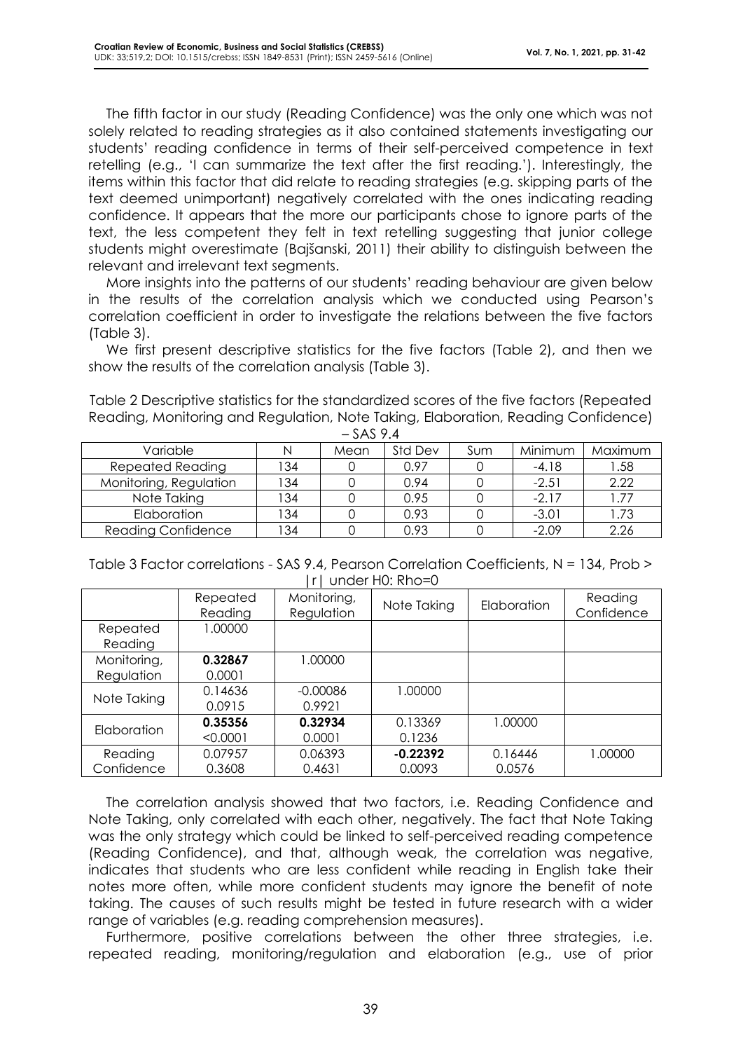The fifth factor in our study (Reading Confidence) was the only one which was not solely related to reading strategies as it also contained statements investigating our students' reading confidence in terms of their self-perceived competence in text retelling (e.g., 'I can summarize the text after the first reading.'). Interestingly, the items within this factor that did relate to reading strategies (e.g. skipping parts of the text deemed unimportant) negatively correlated with the ones indicating reading confidence. It appears that the more our participants chose to ignore parts of the text, the less competent they felt in text retelling suggesting that junior college students might overestimate (Bajšanski, 2011) their ability to distinguish between the relevant and irrelevant text segments.

More insights into the patterns of our students' reading behaviour are given below in the results of the correlation analysis which we conducted using Pearson's correlation coefficient in order to investigate the relations between the five factors (Table 3).

We first present descriptive statistics for the five factors (Table 2), and then we show the results of the correlation analysis (Table 3).

Table 2 Descriptive statistics for the standardized scores of the five factors (Repeated Reading, Monitoring and Regulation, Note Taking, Elaboration, Reading Confidence) – SAS 9.4

| Variable | N | Mean | Std Dev | Sum | Minimum | Maximum |
|---|---|---|---|---|---|---|
| Repeated Reading | 134 | 0 | 0.97 | 0 | -4.18 | 1.58 |
| Monitoring, Regulation | 134 | 0 | 0.94 | 0 | -2.51 | 2.22 |
| Note Taking | 134 | 0 | 0.95 | 0 | -2.17 | 1.77 |
| Elaboration | 134 | 0 | 0.93 | 0 | -3.01 | 1.73 |
| Reading Confidence | 134 | 0 | 0.93 | 0 | -2.09 | 2.26 |

Table 3 Factor correlations - SAS 9.4, Pearson Correlation Coefficients, N = 134, Prob > |r| under H0: Rho=0

| | Repeated Reading | Monitoring, Regulation | Note Taking | Elaboration | Reading Confidence |
|---|---|---|---|---|---|
| Repeated Reading | 1.00000 | | | | |
| Monitoring, Regulation | **0.32867**<br>0.0001 | 1.00000 | | | |
| Note Taking | 0.14636<br>0.0915 | -0.00086<br>0.9921 | 1.00000 | | |
| Elaboration | **0.35356**<br><0.0001 | **0.32934**<br>0.0001 | 0.13369<br>0.1236 | 1.00000 | |
| Reading Confidence | 0.07957<br>0.3608 | 0.06393<br>0.4631 | **-0.22392**<br>0.0093 | 0.16446<br>0.0576 | 1.00000 |

The correlation analysis showed that two factors, i.e. Reading Confidence and Note Taking, only correlated with each other, negatively. The fact that Note Taking was the only strategy which could be linked to self-perceived reading competence (Reading Confidence), and that, although weak, the correlation was negative, indicates that students who are less confident while reading in English take their notes more often, while more confident students may ignore the benefit of note taking. The causes of such results might be tested in future research with a wider range of variables (e.g. reading comprehension measures).

Furthermore, positive correlations between the other three strategies, i.e. repeated reading, monitoring/regulation and elaboration (e.g., use of prior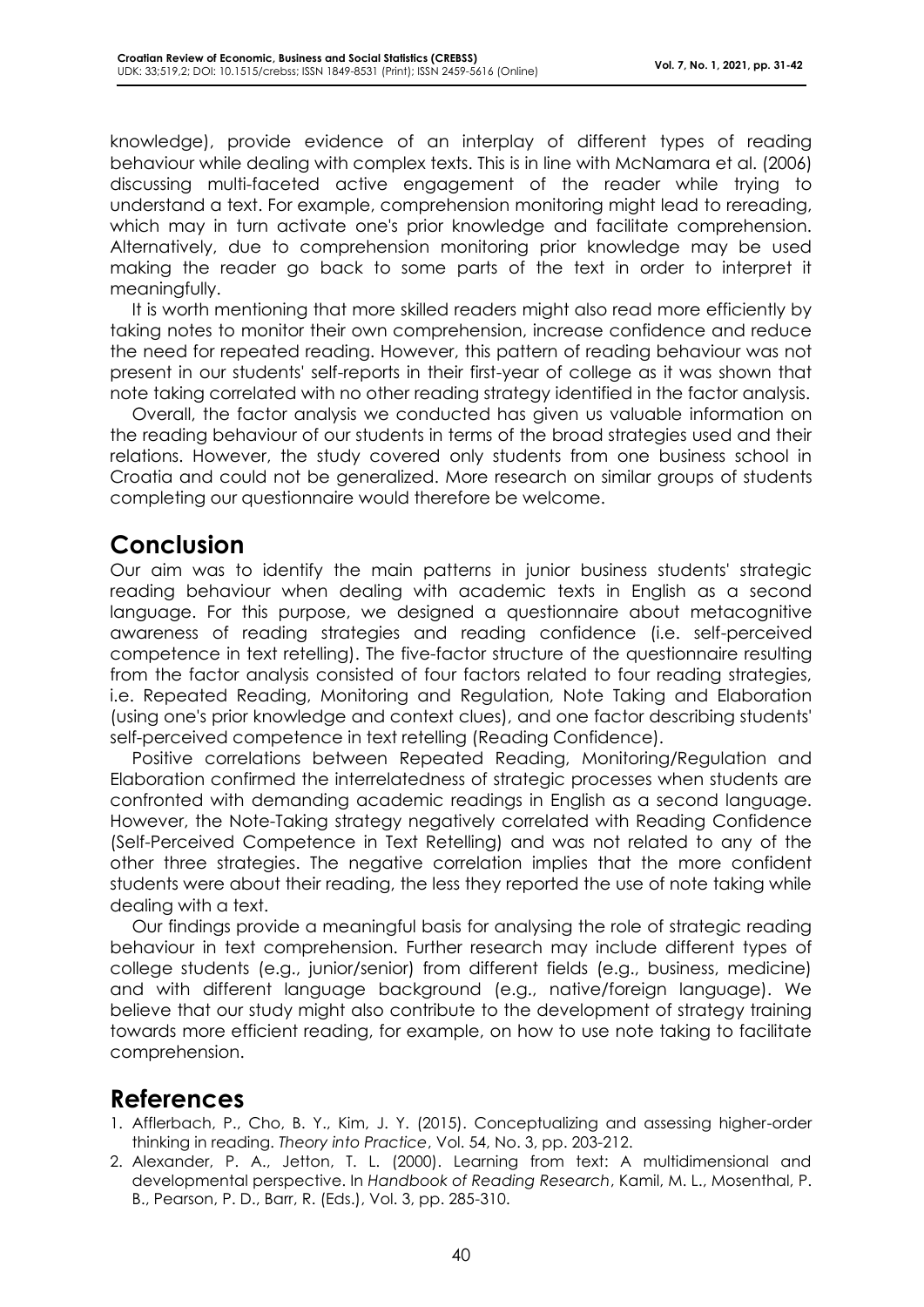knowledge), provide evidence of an interplay of different types of reading behaviour while dealing with complex texts. This is in line with McNamara et al. (2006) discussing multi-faceted active engagement of the reader while trying to understand a text. For example, comprehension monitoring might lead to rereading, which may in turn activate one's prior knowledge and facilitate comprehension. Alternatively, due to comprehension monitoring prior knowledge may be used making the reader go back to some parts of the text in order to interpret it meaningfully.

It is worth mentioning that more skilled readers might also read more efficiently by taking notes to monitor their own comprehension, increase confidence and reduce the need for repeated reading. However, this pattern of reading behaviour was not present in our students' self-reports in their first-year of college as it was shown that note taking correlated with no other reading strategy identified in the factor analysis.

Overall, the factor analysis we conducted has given us valuable information on the reading behaviour of our students in terms of the broad strategies used and their relations. However, the study covered only students from one business school in Croatia and could not be generalized. More research on similar groups of students completing our questionnaire would therefore be welcome.

## Conclusion

Our aim was to identify the main patterns in junior business students' strategic reading behaviour when dealing with academic texts in English as a second language. For this purpose, we designed a questionnaire about metacognitive awareness of reading strategies and reading confidence (i.e. self-perceived competence in text retelling). The five-factor structure of the questionnaire resulting from the factor analysis consisted of four factors related to four reading strategies, i.e. Repeated Reading, Monitoring and Regulation, Note Taking and Elaboration (using one's prior knowledge and context clues), and one factor describing students' self-perceived competence in text retelling (Reading Confidence).

Positive correlations between Repeated Reading, Monitoring/Regulation and Elaboration confirmed the interrelatedness of strategic processes when students are confronted with demanding academic readings in English as a second language. However, the Note-Taking strategy negatively correlated with Reading Confidence (Self-Perceived Competence in Text Retelling) and was not related to any of the other three strategies. The negative correlation implies that the more confident students were about their reading, the less they reported the use of note taking while dealing with a text.

Our findings provide a meaningful basis for analysing the role of strategic reading behaviour in text comprehension. Further research may include different types of college students (e.g., junior/senior) from different fields (e.g., business, medicine) and with different language background (e.g., native/foreign language). We believe that our study might also contribute to the development of strategy training towards more efficient reading, for example, on how to use note taking to facilitate comprehension.

## References

1. Afflerbach, P., Cho, B. Y., Kim, J. Y. (2015). Conceptualizing and assessing higher-order thinking in reading. *Theory into Practice*, Vol. 54, No. 3, pp. 203-212.
2. Alexander, P. A., Jetton, T. L. (2000). Learning from text: A multidimensional and developmental perspective. In *Handbook of Reading Research*, Kamil, M. L., Mosenthal, P. B., Pearson, P. D., Barr, R. (Eds.), Vol. 3, pp. 285-310.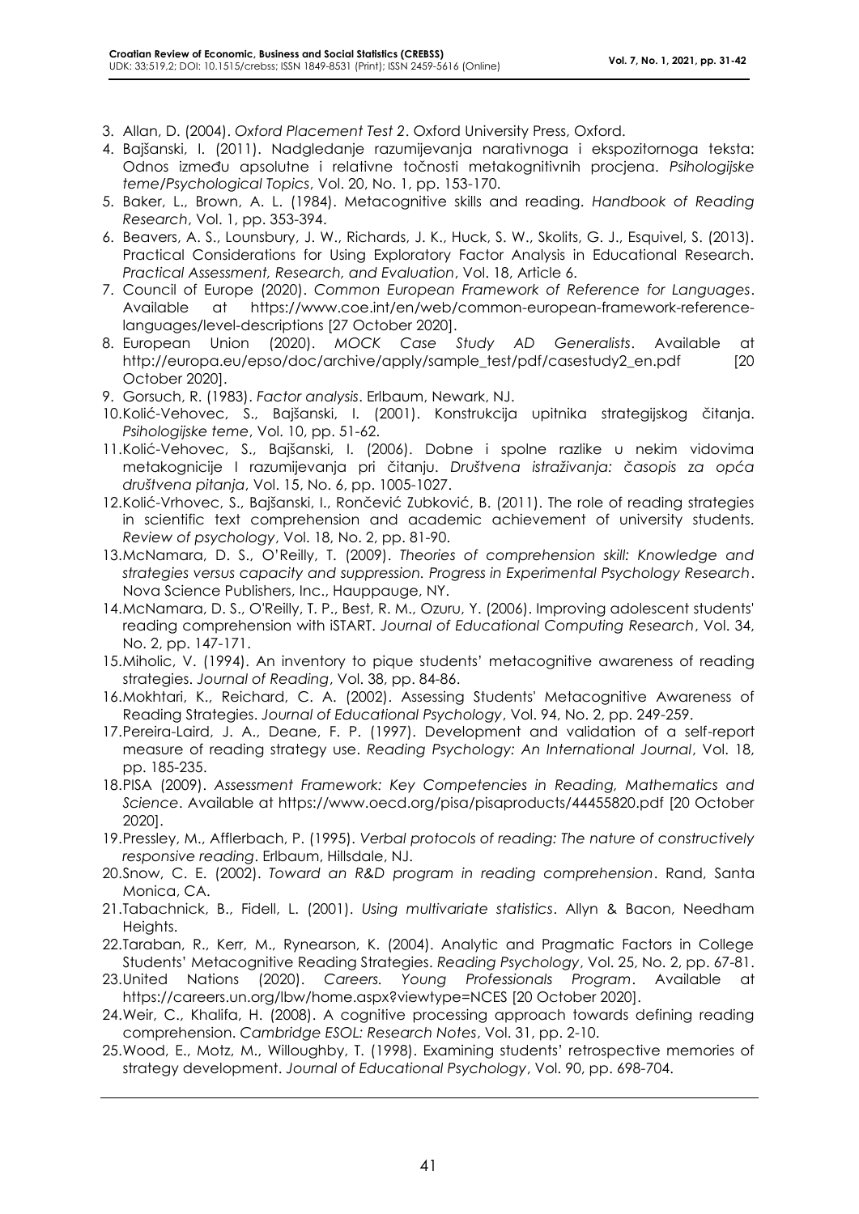3. Allan, D. (2004). *Oxford Placement Test 2*. Oxford University Press, Oxford.
4. Bajšanski, I. (2011). Nadgledanje razumijevanja narativnoga i ekspozitornoga teksta: Odnos između apsolutne i relativne točnosti metakognitivnih procjena. *Psihologijske teme/Psychological Topics*, Vol. 20, No. 1, pp. 153-170.
5. Baker, L., Brown, A. L. (1984). Metacognitive skills and reading. *Handbook of Reading Research*, Vol. 1, pp. 353-394.
6. Beavers, A. S., Lounsbury, J. W., Richards, J. K., Huck, S. W., Skolits, G. J., Esquivel, S. (2013). Practical Considerations for Using Exploratory Factor Analysis in Educational Research. *Practical Assessment, Research, and Evaluation*, Vol. 18, Article 6.
7. Council of Europe (2020). *Common European Framework of Reference for Languages*. Available at https://www.coe.int/en/web/common-european-framework-reference-languages/level-descriptions [27 October 2020].
8. European Union (2020). *MOCK Case Study AD Generalists*. Available at http://europa.eu/epso/doc/archive/apply/sample_test/pdf/casestudy2_en.pdf [20 October 2020].
9. Gorsuch, R. (1983). *Factor analysis*. Erlbaum, Newark, NJ.
10. Kolić-Vehovec, S., Bajšanski, I. (2001). Konstrukcija upitnika strategijskog čitanja. *Psihologijske teme*, Vol. 10, pp. 51-62.
11. Kolić-Vehovec, S., Bajšanski, I. (2006). Dobne i spolne razlike u nekim vidovima metakognicije I razumijevanja pri čitanju. *Društvena istraživanja: časopis za opća društvena pitanja*, Vol. 15, No. 6, pp. 1005-1027.
12. Kolić-Vrhovec, S., Bajšanski, I., Rončević Zubković, B. (2011). The role of reading strategies in scientific text comprehension and academic achievement of university students. *Review of psychology*, Vol. 18, No. 2, pp. 81-90.
13. McNamara, D. S., O'Reilly, T. (2009). *Theories of comprehension skill: Knowledge and strategies versus capacity and suppression. Progress in Experimental Psychology Research*. Nova Science Publishers, Inc., Hauppauge, NY.
14. McNamara, D. S., O'Reilly, T. P., Best, R. M., Ozuru, Y. (2006). Improving adolescent students' reading comprehension with iSTART. *Journal of Educational Computing Research*, Vol. 34, No. 2, pp. 147-171.
15. Miholic, V. (1994). An inventory to pique students' metacognitive awareness of reading strategies. *Journal of Reading*, Vol. 38, pp. 84-86.
16. Mokhtari, K., Reichard, C. A. (2002). Assessing Students' Metacognitive Awareness of Reading Strategies. *Journal of Educational Psychology*, Vol. 94, No. 2, pp. 249-259.
17. Pereira-Laird, J. A., Deane, F. P. (1997). Development and validation of a self-report measure of reading strategy use. *Reading Psychology: An International Journal*, Vol. 18, pp. 185-235.
18. PISA (2009). *Assessment Framework: Key Competencies in Reading, Mathematics and Science*. Available at https://www.oecd.org/pisa/pisaproducts/44455820.pdf [20 October 2020].
19. Pressley, M., Afflerbach, P. (1995). *Verbal protocols of reading: The nature of constructively responsive reading*. Erlbaum, Hillsdale, NJ.
20. Snow, C. E. (2002). *Toward an R&D program in reading comprehension*. Rand, Santa Monica, CA.
21. Tabachnick, B., Fidell, L. (2001). *Using multivariate statistics*. Allyn & Bacon, Needham Heights.
22. Taraban, R., Kerr, M., Rynearson, K. (2004). Analytic and Pragmatic Factors in College Students' Metacognitive Reading Strategies. *Reading Psychology*, Vol. 25, No. 2, pp. 67-81.
23. United Nations (2020). *Careers. Young Professionals Program*. Available at https://careers.un.org/lbw/home.aspx?viewtype=NCES [20 October 2020].
24. Weir, C., Khalifa, H. (2008). A cognitive processing approach towards defining reading comprehension. *Cambridge ESOL: Research Notes*, Vol. 31, pp. 2-10.
25. Wood, E., Motz, M., Willoughby, T. (1998). Examining students' retrospective memories of strategy development. *Journal of Educational Psychology*, Vol. 90, pp. 698-704.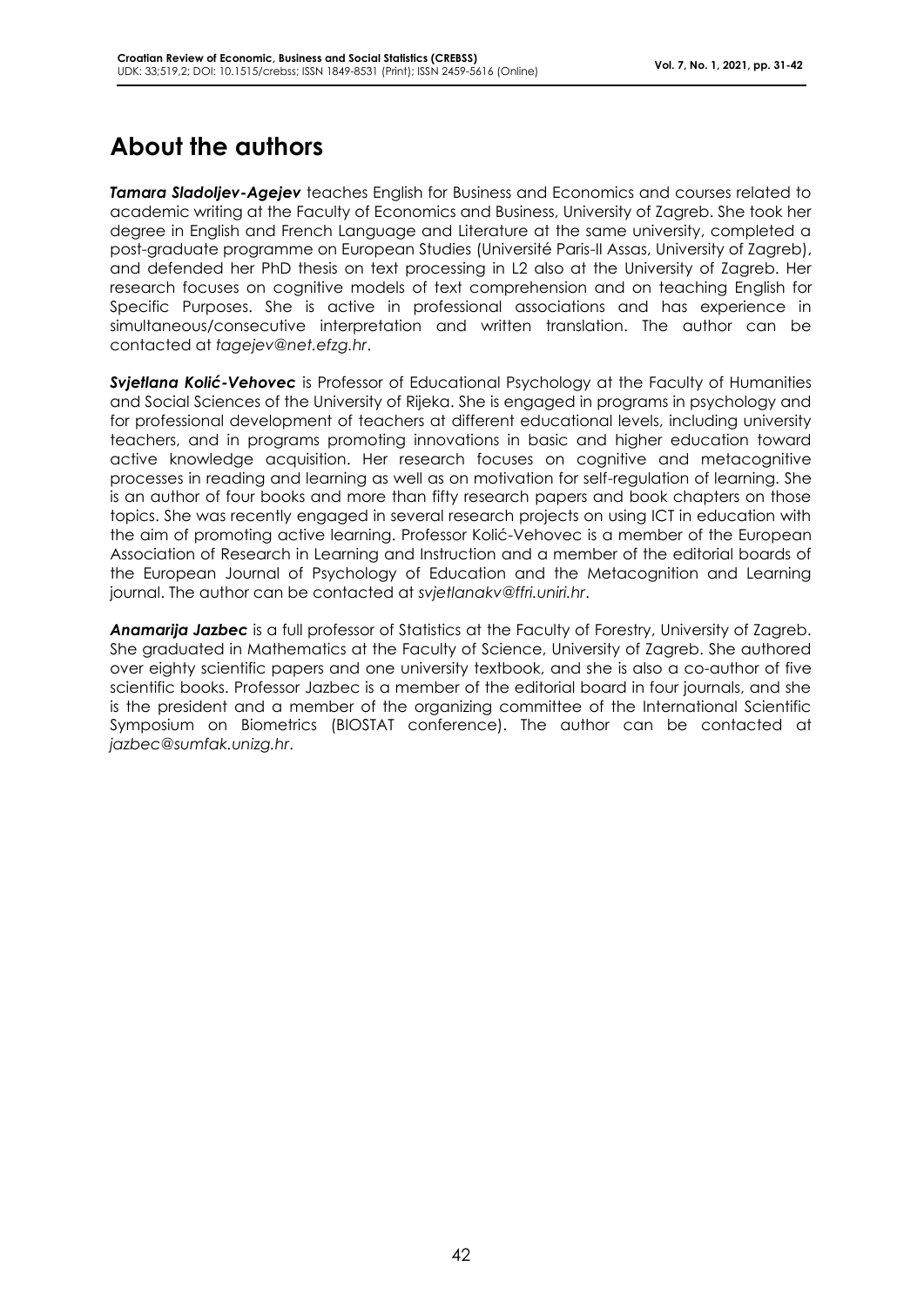## About the authors

***Tamara Sladoljev-Agejev*** teaches English for Business and Economics and courses related to academic writing at the Faculty of Economics and Business, University of Zagreb. She took her degree in English and French Language and Literature at the same university, completed a post-graduate programme on European Studies (Université Paris-II Assas, University of Zagreb), and defended her PhD thesis on text processing in L2 also at the University of Zagreb. Her research focuses on cognitive models of text comprehension and on teaching English for Specific Purposes. She is active in professional associations and has experience in simultaneous/consecutive interpretation and written translation. The author can be contacted at *tagejev@net.efzg.hr*.

***Svjetlana Kolić-Vehovec*** is Professor of Educational Psychology at the Faculty of Humanities and Social Sciences of the University of Rijeka. She is engaged in programs in psychology and for professional development of teachers at different educational levels, including university teachers, and in programs promoting innovations in basic and higher education toward active knowledge acquisition. Her research focuses on cognitive and metacognitive processes in reading and learning as well as on motivation for self-regulation of learning. She is an author of four books and more than fifty research papers and book chapters on those topics. She was recently engaged in several research projects on using ICT in education with the aim of promoting active learning. Professor Kolić-Vehovec is a member of the European Association of Research in Learning and Instruction and a member of the editorial boards of the European Journal of Psychology of Education and the Metacognition and Learning journal. The author can be contacted at *svjetlanakv@ffri.uniri.hr*.

***Anamarija Jazbec*** is a full professor of Statistics at the Faculty of Forestry, University of Zagreb. She graduated in Mathematics at the Faculty of Science, University of Zagreb. She authored over eighty scientific papers and one university textbook, and she is also a co-author of five scientific books. Professor Jazbec is a member of the editorial board in four journals, and she is the president and a member of the organizing committee of the International Scientific Symposium on Biometrics (BIOSTAT conference). The author can be contacted at *jazbec@sumfak.unizg.hr*.